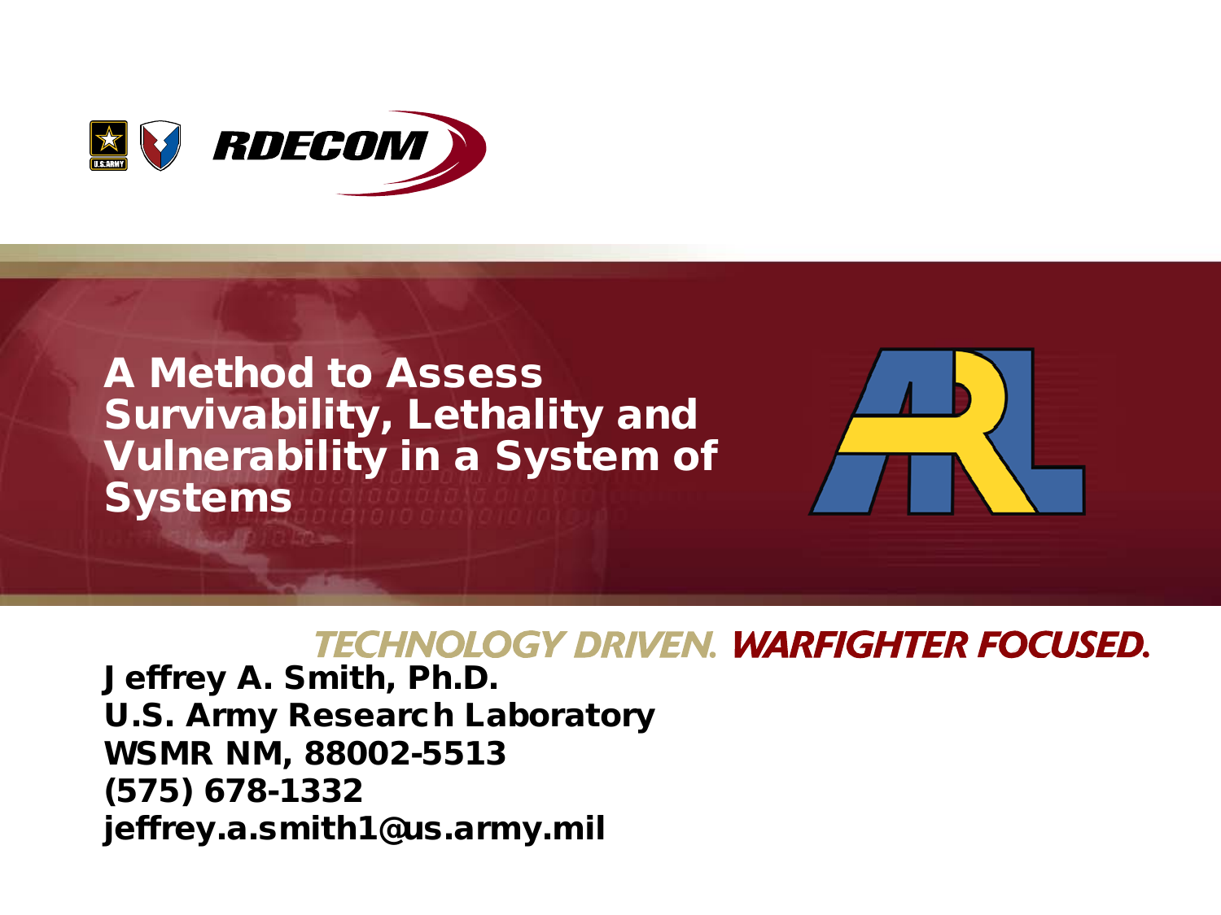RDECOM

# A Method to Assess Survivability, Lethality and Vulnerability in a System of Systems

TECHNOLOGY DRIVEN. WARFIGHTER FOCUSED.

**Jeffrey A. Smith, Ph.D.**
**U.S. Army Research Laboratory**
**WSMR NM, 88002-5513**
**(575) 678-1332**
**jeffrey.a.smith1@us.army.mil**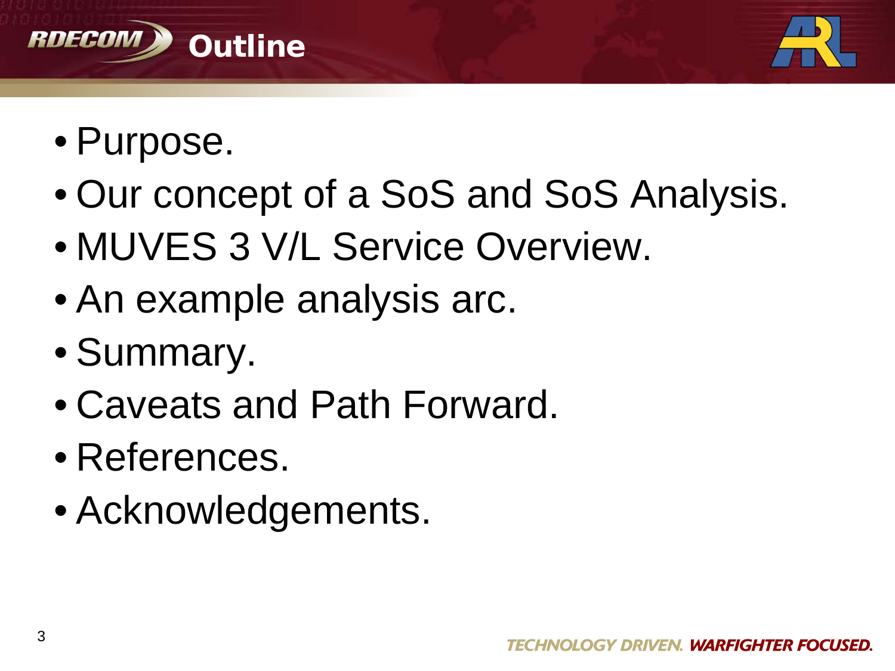# Outline

- Purpose.
- Our concept of a SoS and SoS Analysis.
- MUVES 3 V/L Service Overview.
- An example analysis arc.
- Summary.
- Caveats and Path Forward.
- References.
- Acknowledgements.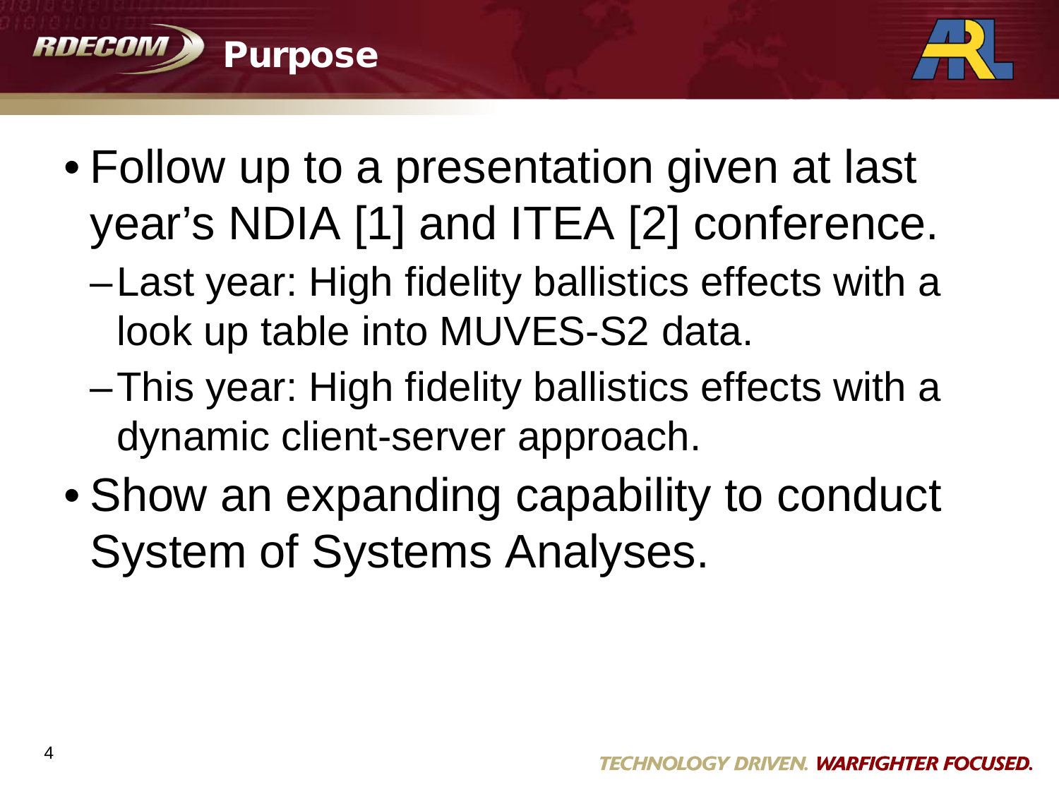# Purpose

- Follow up to a presentation given at last year's NDIA [1] and ITEA [2] conference.
  - Last year: High fidelity ballistics effects with a look up table into MUVES-S2 data.
  - This year: High fidelity ballistics effects with a dynamic client-server approach.
- Show an expanding capability to conduct System of Systems Analyses.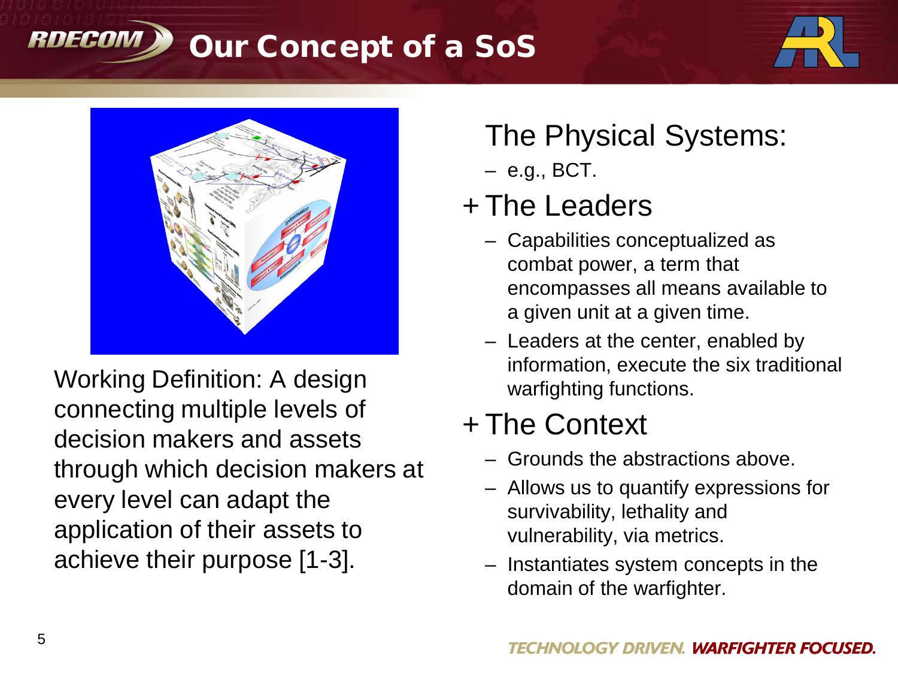# Our Concept of a SoS

Working Definition: A design connecting multiple levels of decision makers and assets through which decision makers at every level can adapt the application of their assets to achieve their purpose [1-3].

The Physical Systems:

- e.g., BCT.

+ The Leaders
  - Capabilities conceptualized as combat power, a term that encompasses all means available to a given unit at a given time.
  - Leaders at the center, enabled by information, execute the six traditional warfighting functions.

+ The Context
  - Grounds the abstractions above.
  - Allows us to quantify expressions for survivability, lethality and vulnerability, via metrics.
  - Instantiates system concepts in the domain of the warfighter.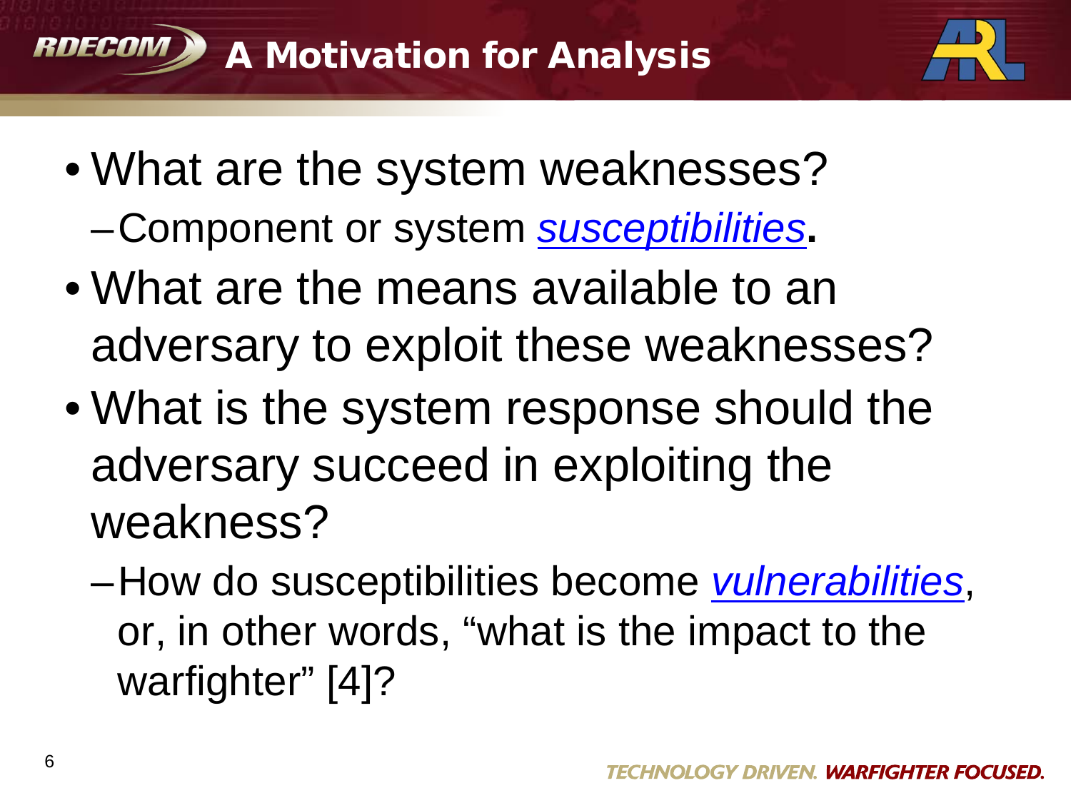# A Motivation for Analysis

- What are the system weaknesses?
  - Component or system *susceptibilities*.
- What are the means available to an adversary to exploit these weaknesses?
- What is the system response should the adversary succeed in exploiting the weakness?
  - How do susceptibilities become *vulnerabilities*, or, in other words, "what is the impact to the warfighter" [4]?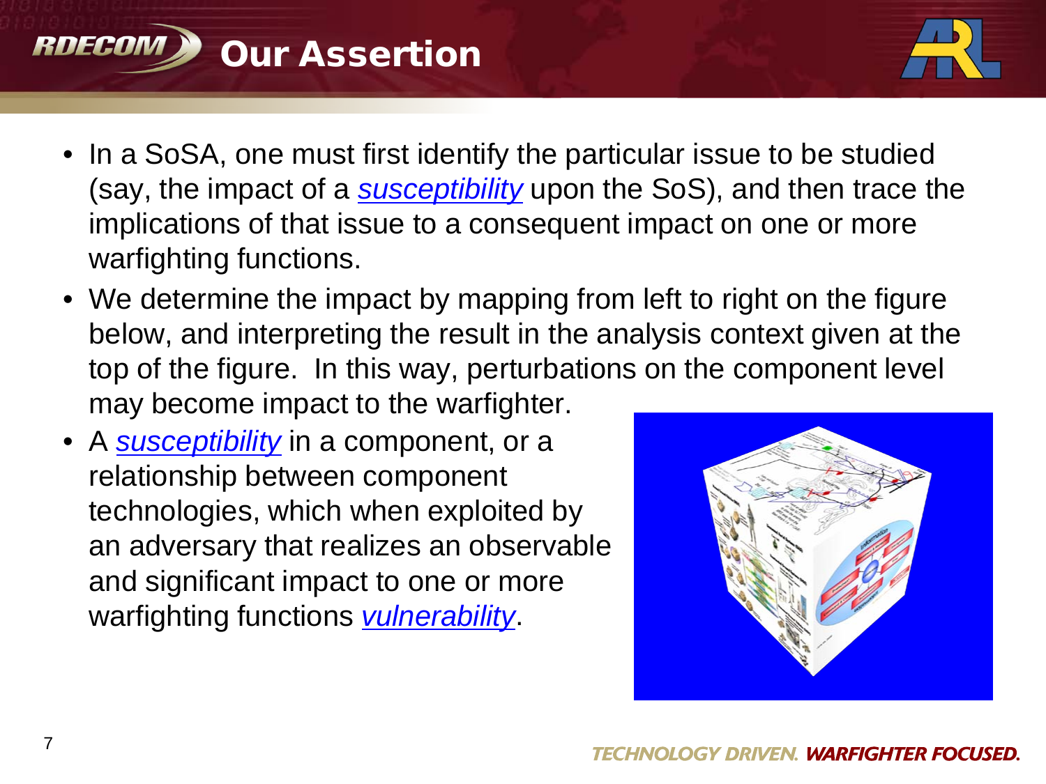# Our Assertion

- In a SoSA, one must first identify the particular issue to be studied (say, the impact of a *susceptibility* upon the SoS), and then trace the implications of that issue to a consequent impact on one or more warfighting functions.
- We determine the impact by mapping from left to right on the figure below, and interpreting the result in the analysis context given at the top of the figure. In this way, perturbations on the component level may become impact to the warfighter.
- A *susceptibility* in a component, or a relationship between component technologies, which when exploited by an adversary that realizes an observable and significant impact to one or more warfighting functions *vulnerability*.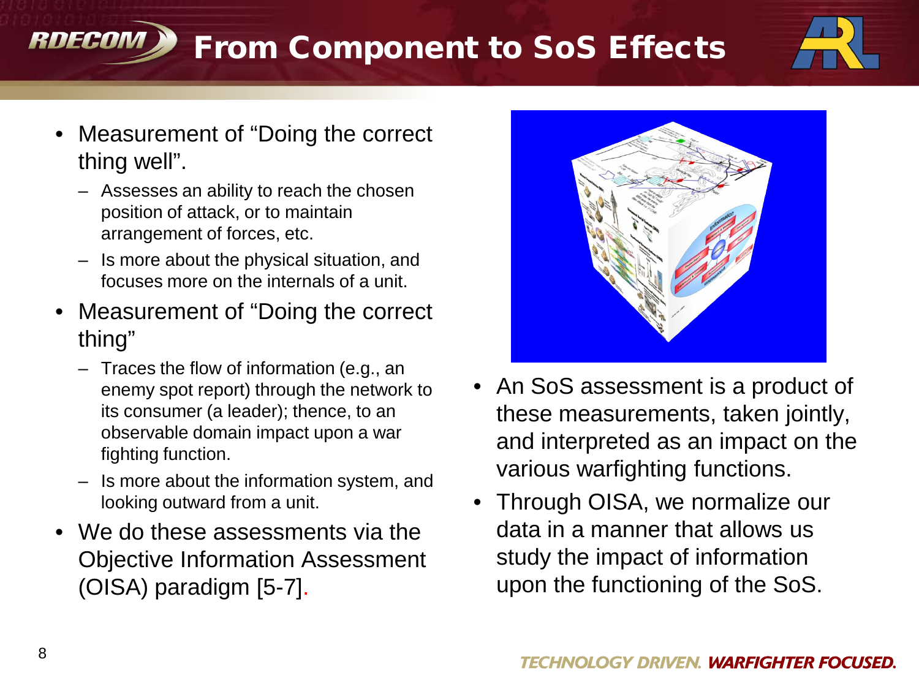# From Component to SoS Effects

- Measurement of “Doing the correct thing well”.
  - Assesses an ability to reach the chosen position of attack, or to maintain arrangement of forces, etc.
  - Is more about the physical situation, and focuses more on the internals of a unit.
- Measurement of “Doing the correct thing”
  - Traces the flow of information (e.g., an enemy spot report) through the network to its consumer (a leader); thence, to an observable domain impact upon a war fighting function.
  - Is more about the information system, and looking outward from a unit.
- We do these assessments via the Objective Information Assessment (OISA) paradigm [5-7].

- An SoS assessment is a product of these measurements, taken jointly, and interpreted as an impact on the various warfighting functions.
- Through OISA, we normalize our data in a manner that allows us study the impact of information upon the functioning of the SoS.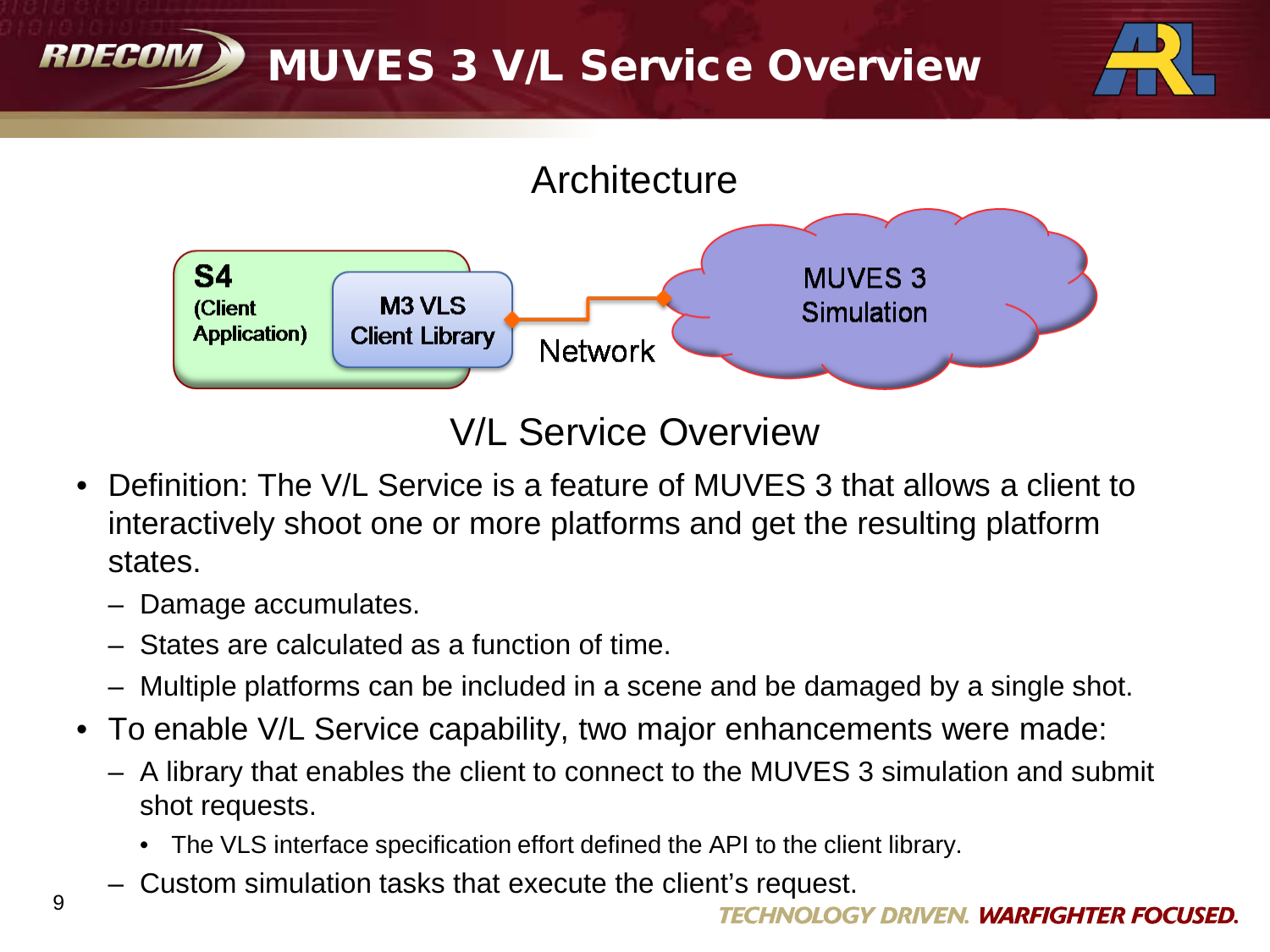# MUVES 3 V/L Service Overview

## Architecture

S4 (Client Application)

M3 VLS Client Library

Network

MUVES 3 Simulation

## V/L Service Overview

- Definition: The V/L Service is a feature of MUVES 3 that allows a client to interactively shoot one or more platforms and get the resulting platform states.
  - Damage accumulates.
  - States are calculated as a function of time.
  - Multiple platforms can be included in a scene and be damaged by a single shot.
- To enable V/L Service capability, two major enhancements were made:
  - A library that enables the client to connect to the MUVES 3 simulation and submit shot requests.
    - The VLS interface specification effort defined the API to the client library.
  - Custom simulation tasks that execute the client's request.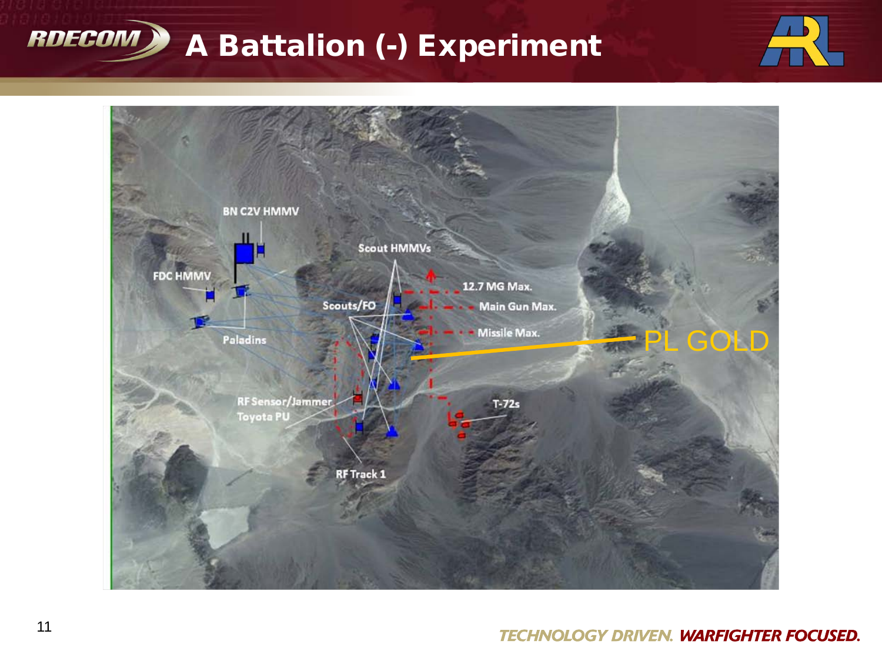# A Battalion (-) Experiment

BN C2V HMMV

FDC HMMV

Paladins

Scout HMMVs

Scouts/FO

12.7 MG Max.

Main Gun Max.

Missile Max.

PL GOLD

RF Sensor/Jammer

Toyota PU

T-72s

RF Track 1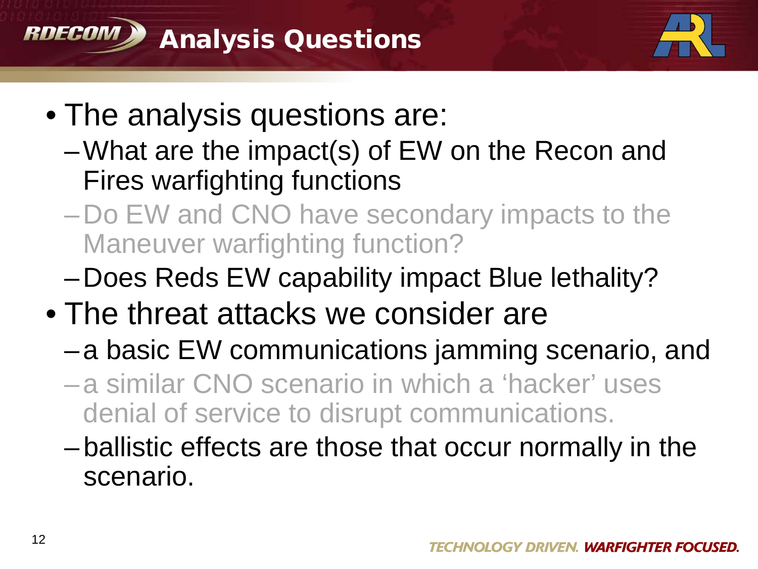# Analysis Questions

- The analysis questions are:
  - What are the impact(s) of EW on the Recon and Fires warfighting functions
  - Do EW and CNO have secondary impacts to the Maneuver warfighting function?
  - Does Reds EW capability impact Blue lethality?
- The threat attacks we consider are
  - a basic EW communications jamming scenario, and
  - a similar CNO scenario in which a 'hacker' uses denial of service to disrupt communications.
  - ballistic effects are those that occur normally in the scenario.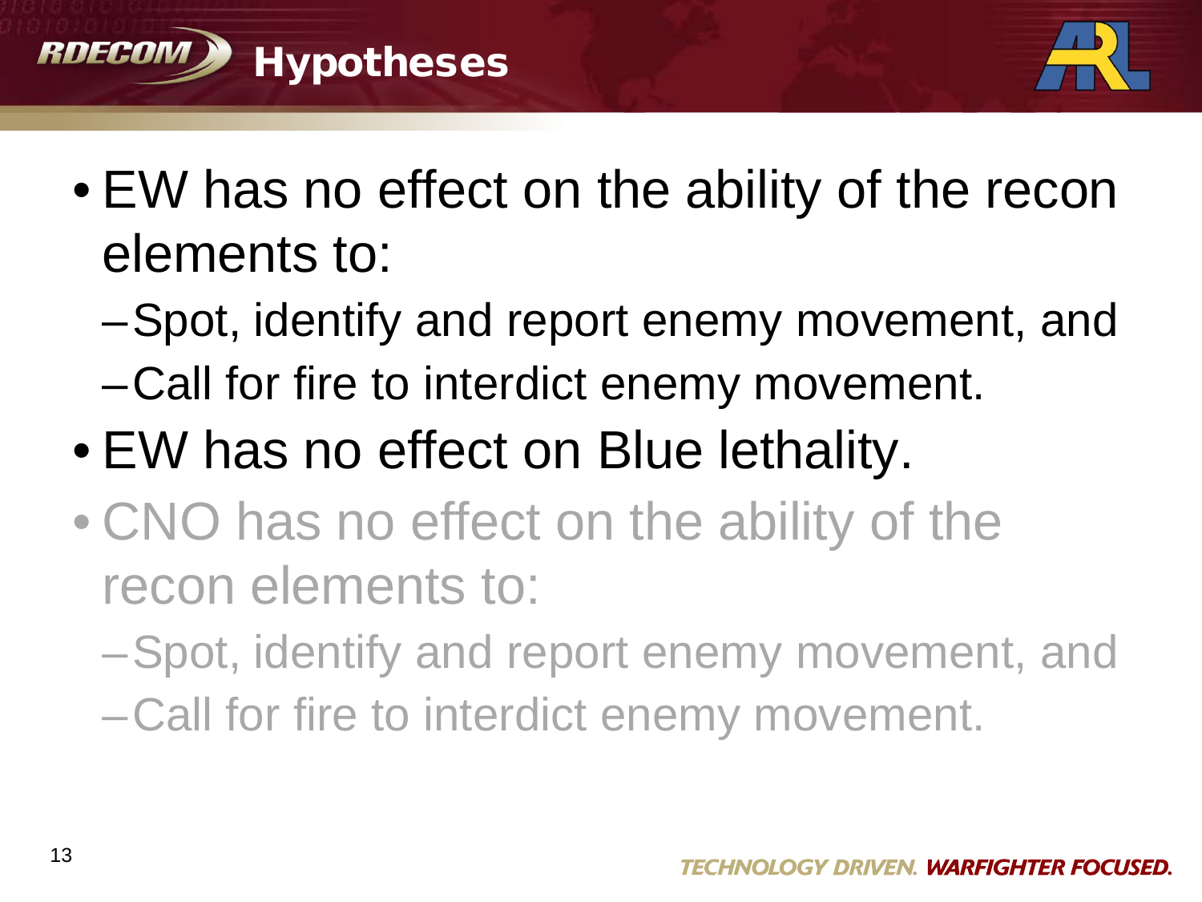# Hypotheses

- EW has no effect on the ability of the recon elements to:
  - Spot, identify and report enemy movement, and
  - Call for fire to interdict enemy movement.
- EW has no effect on Blue lethality.
- CNO has no effect on the ability of the recon elements to:
  - Spot, identify and report enemy movement, and
  - Call for fire to interdict enemy movement.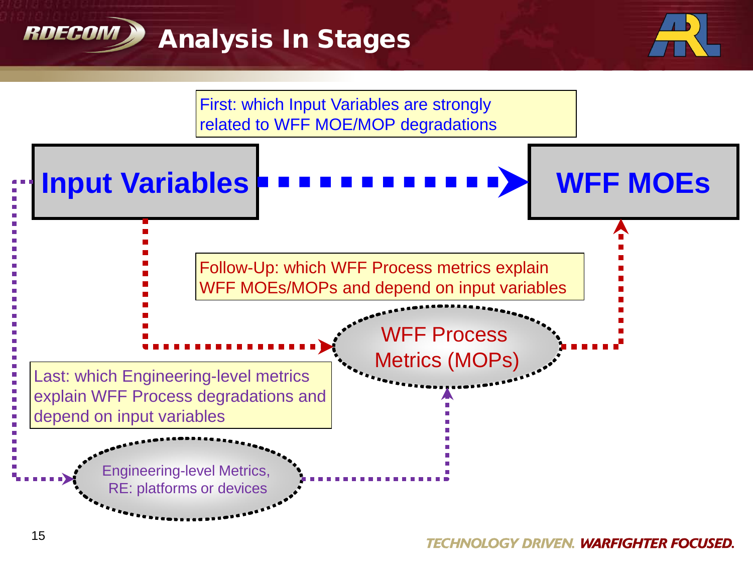# Analysis In Stages

First: which Input Variables are strongly related to WFF MOE/MOP degradations

**Input Variables** → **WFF MOEs**

Follow-Up: which WFF Process metrics explain WFF MOEs/MOPs and depend on input variables

WFF Process Metrics (MOPs)

Last: which Engineering-level metrics explain WFF Process degradations and depend on input variables

Engineering-level Metrics, RE: platforms or devices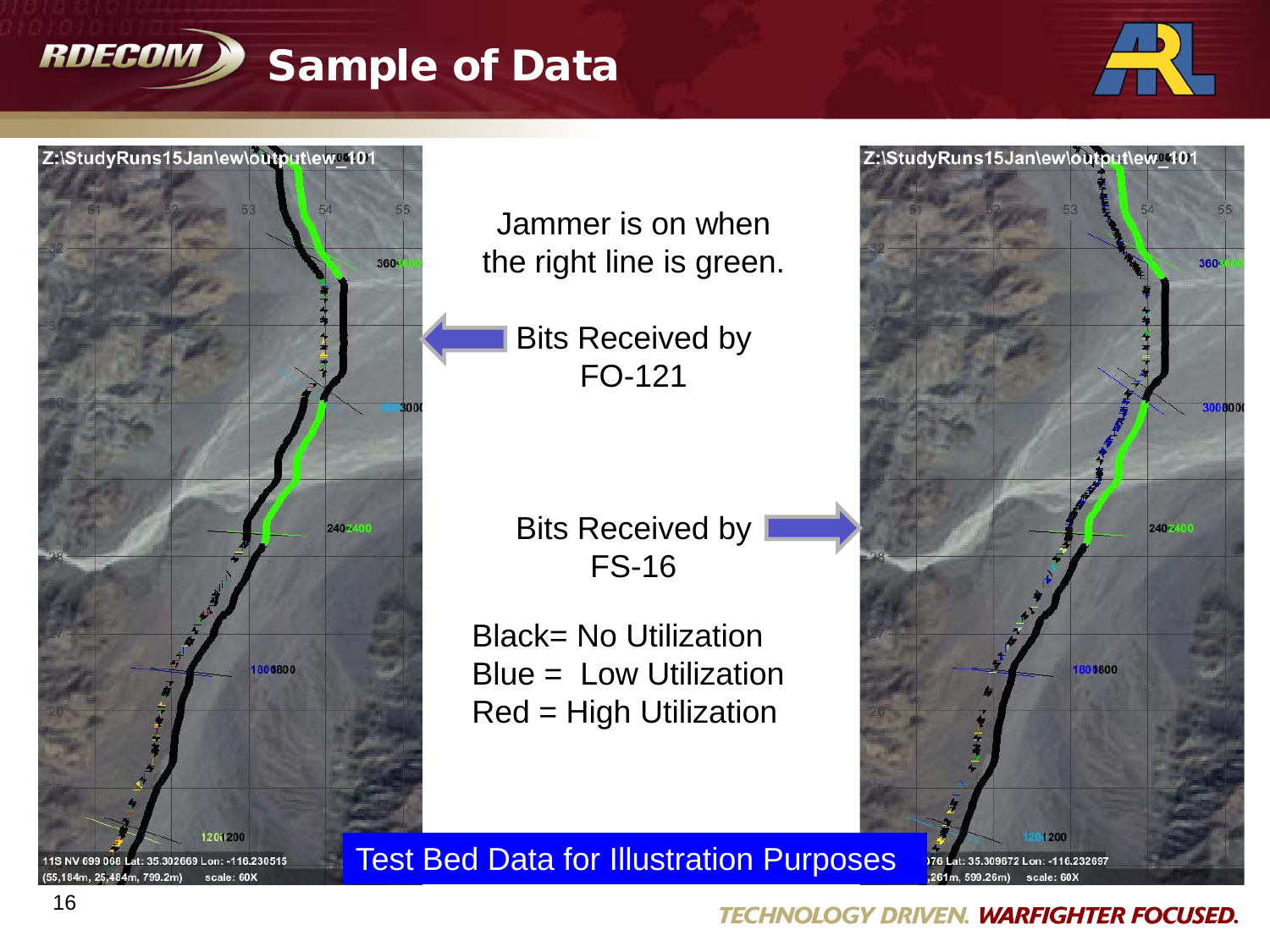# Sample of Data

Jammer is on when the right line is green.

Bits Received by FO-121

Bits Received by FS-16

Black= No Utilization
Blue = Low Utilization
Red = High Utilization

Test Bed Data for Illustration Purposes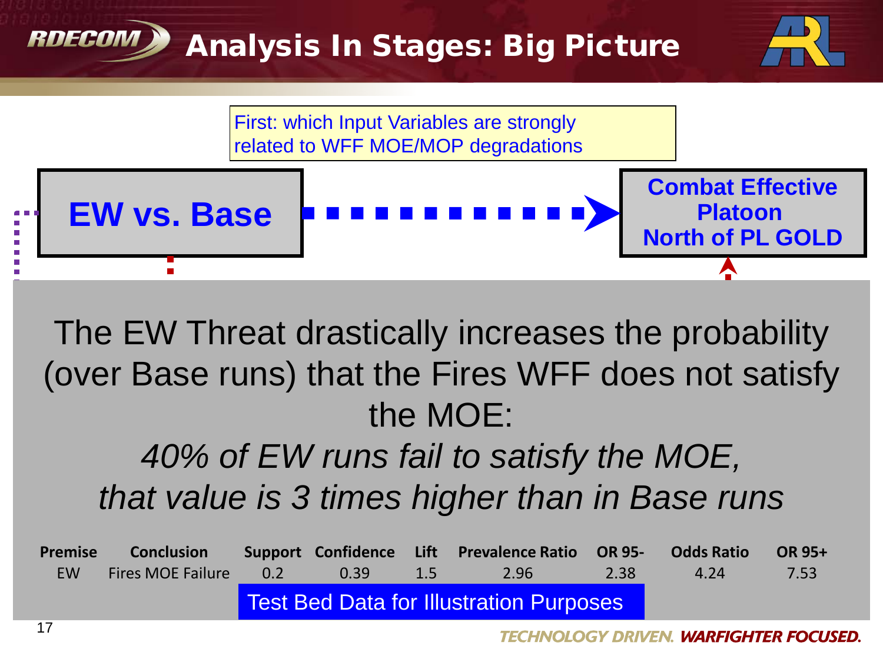# Analysis In Stages: Big Picture

First: which Input Variables are strongly related to WFF MOE/MOP degradations

**EW vs. Base** → **Combat Effective Platoon North of PL GOLD**

The EW Threat drastically increases the probability (over Base runs) that the Fires WFF does not satisfy the MOE:

*40% of EW runs fail to satisfy the MOE, that value is 3 times higher than in Base runs*

| Premise | Conclusion | Support | Confidence | Lift | Prevalence Ratio | OR 95- | Odds Ratio | OR 95+ |
|---|---|---|---|---|---|---|---|---|
| EW | Fires MOE Failure | 0.2 | 0.39 | 1.5 | 2.96 | 2.38 | 4.24 | 7.53 |

Test Bed Data for Illustration Purposes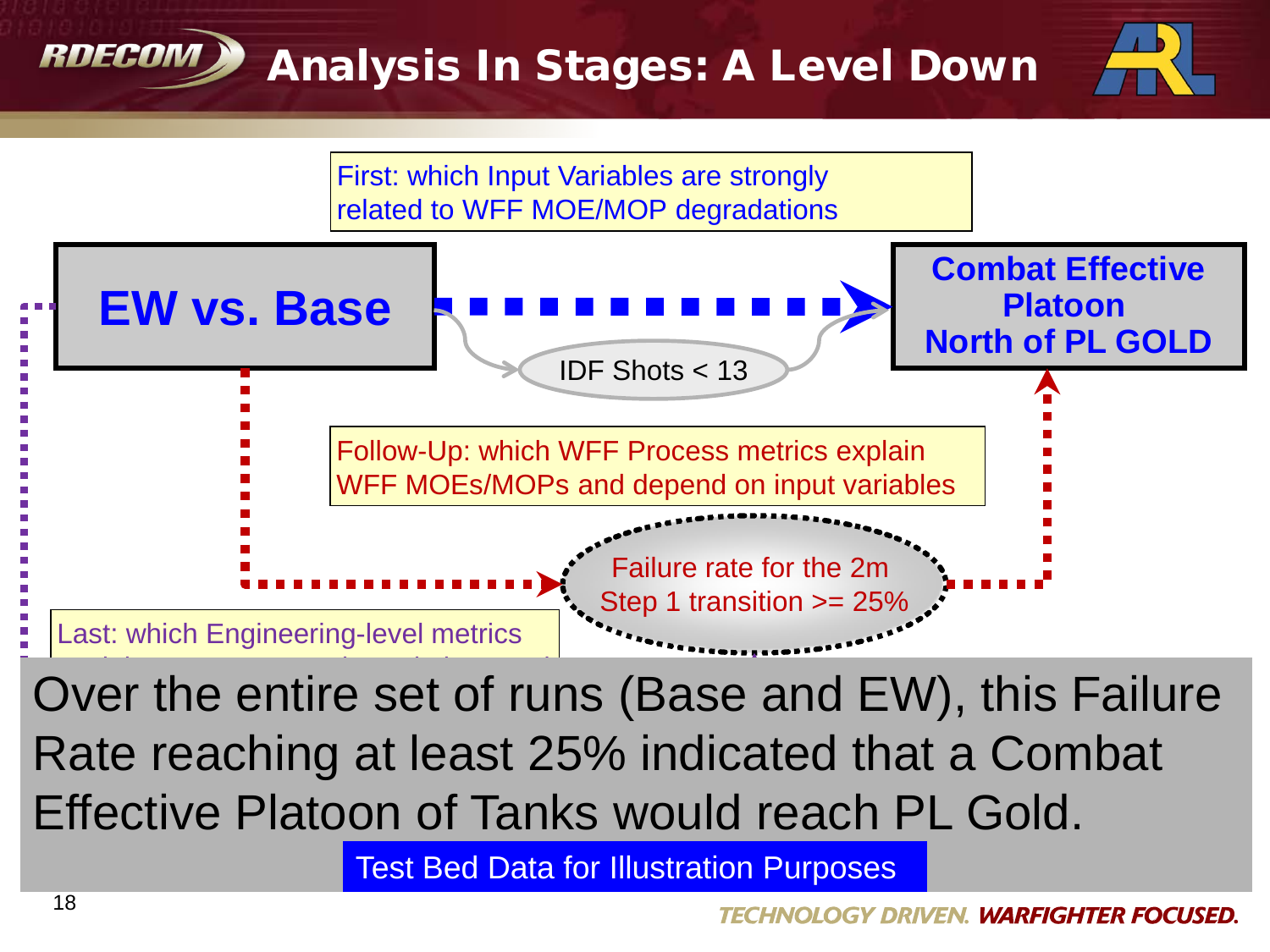# Analysis In Stages: A Level Down

First: which Input Variables are strongly related to WFF MOE/MOP degradations

**EW vs. Base**

IDF Shots < 13

**Combat Effective Platoon North of PL GOLD**

Follow-Up: which WFF Process metrics explain WFF MOEs/MOPs and depend on input variables

Failure rate for the 2m Step 1 transition >= 25%

Last: which Engineering-level metrics

Over the entire set of runs (Base and EW), this Failure Rate reaching at least 25% indicated that a Combat Effective Platoon of Tanks would reach PL Gold.

Test Bed Data for Illustration Purposes

TECHNOLOGY DRIVEN. WARFIGHTER FOCUSED.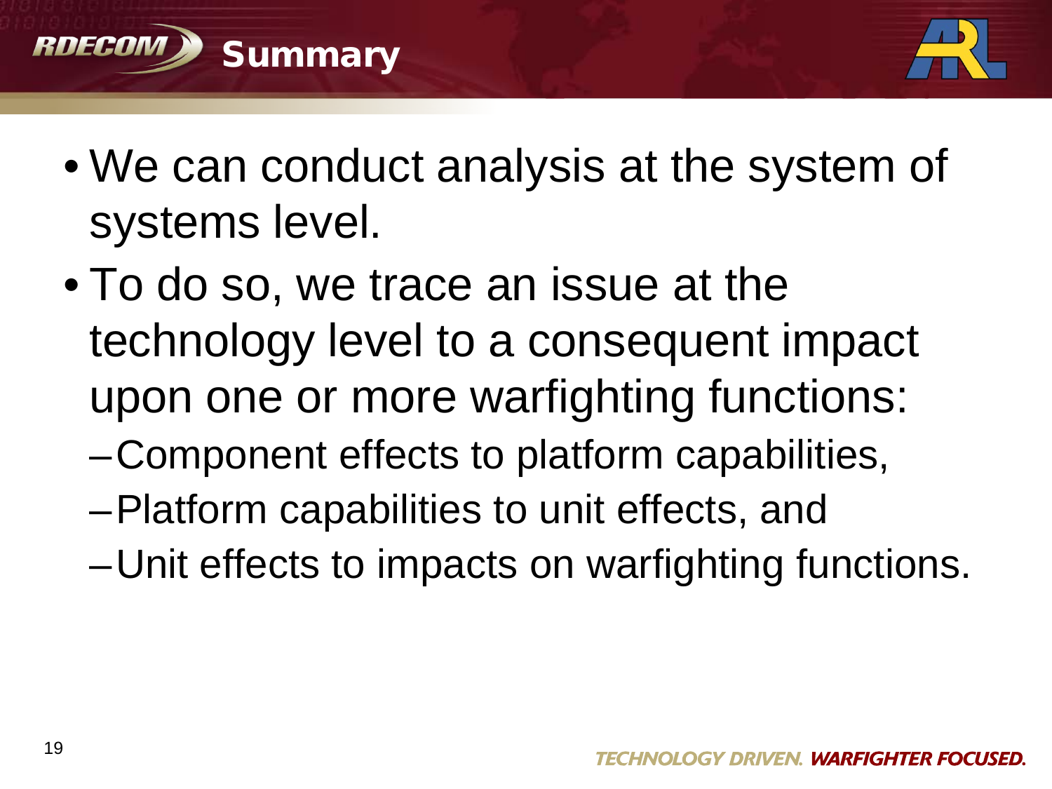# Summary

- We can conduct analysis at the system of systems level.
- To do so, we trace an issue at the technology level to a consequent impact upon one or more warfighting functions:
  - Component effects to platform capabilities,
  - Platform capabilities to unit effects, and
  - Unit effects to impacts on warfighting functions.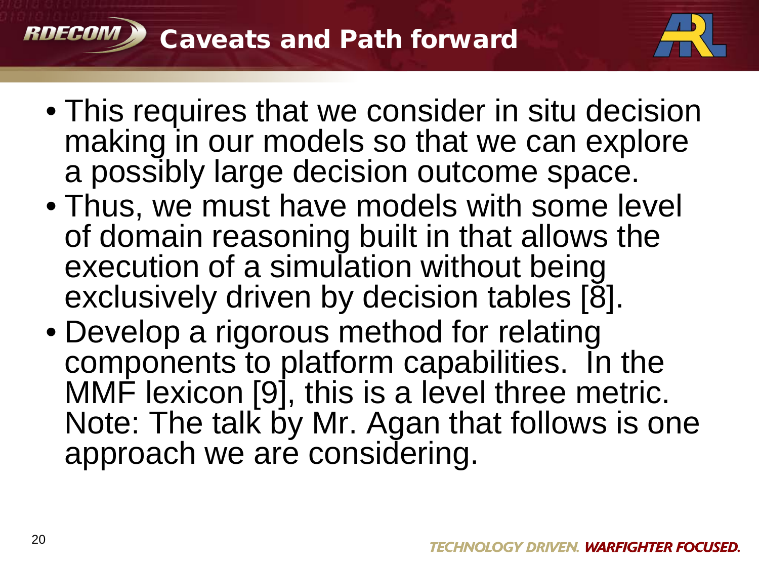# Caveats and Path forward

- This requires that we consider in situ decision making in our models so that we can explore a possibly large decision outcome space.
- Thus, we must have models with some level of domain reasoning built in that allows the execution of a simulation without being exclusively driven by decision tables [8].
- Develop a rigorous method for relating components to platform capabilities. In the MMF lexicon [9], this is a level three metric. Note: The talk by Mr. Agan that follows is one approach we are considering.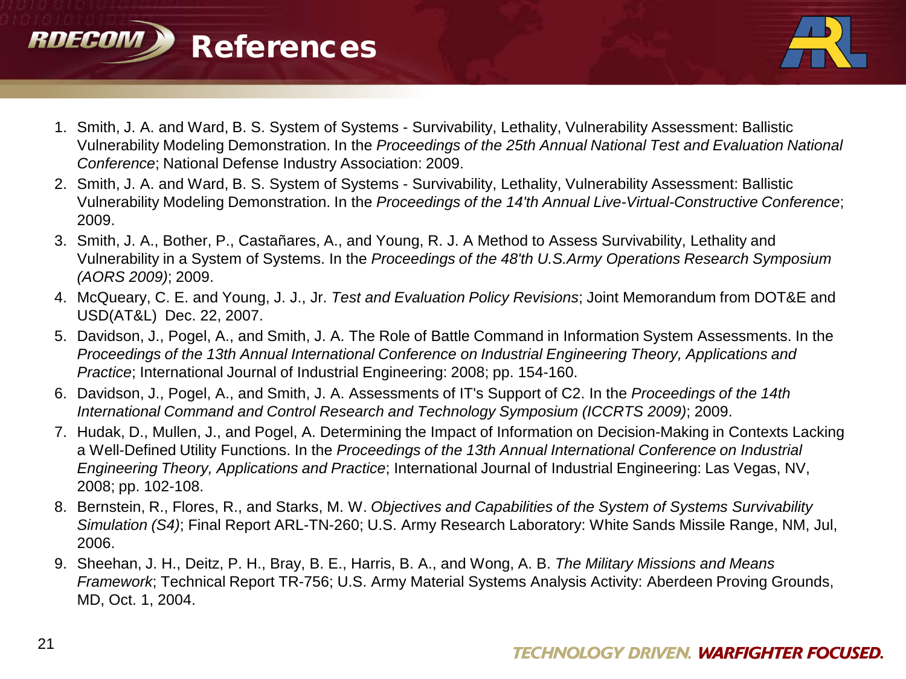# References

1. Smith, J. A. and Ward, B. S. System of Systems - Survivability, Lethality, Vulnerability Assessment: Ballistic Vulnerability Modeling Demonstration. In the *Proceedings of the 25th Annual National Test and Evaluation National Conference*; National Defense Industry Association: 2009.
2. Smith, J. A. and Ward, B. S. System of Systems - Survivability, Lethality, Vulnerability Assessment: Ballistic Vulnerability Modeling Demonstration. In the *Proceedings of the 14'th Annual Live-Virtual-Constructive Conference*; 2009.
3. Smith, J. A., Bother, P., Castañares, A., and Young, R. J. A Method to Assess Survivability, Lethality and Vulnerability in a System of Systems. In the *Proceedings of the 48'th U.S.Army Operations Research Symposium (AORS 2009)*; 2009.
4. McQueary, C. E. and Young, J. J., Jr. *Test and Evaluation Policy Revisions*; Joint Memorandum from DOT&E and USD(AT&L) Dec. 22, 2007.
5. Davidson, J., Pogel, A., and Smith, J. A. The Role of Battle Command in Information System Assessments. In the *Proceedings of the 13th Annual International Conference on Industrial Engineering Theory, Applications and Practice*; International Journal of Industrial Engineering: 2008; pp. 154-160.
6. Davidson, J., Pogel, A., and Smith, J. A. Assessments of IT's Support of C2. In the *Proceedings of the 14th International Command and Control Research and Technology Symposium (ICCRTS 2009)*; 2009.
7. Hudak, D., Mullen, J., and Pogel, A. Determining the Impact of Information on Decision-Making in Contexts Lacking a Well-Defined Utility Functions. In the *Proceedings of the 13th Annual International Conference on Industrial Engineering Theory, Applications and Practice*; International Journal of Industrial Engineering: Las Vegas, NV, 2008; pp. 102-108.
8. Bernstein, R., Flores, R., and Starks, M. W. *Objectives and Capabilities of the System of Systems Survivability Simulation (S4)*; Final Report ARL-TN-260; U.S. Army Research Laboratory: White Sands Missile Range, NM, Jul, 2006.
9. Sheehan, J. H., Deitz, P. H., Bray, B. E., Harris, B. A., and Wong, A. B. *The Military Missions and Means Framework*; Technical Report TR-756; U.S. Army Material Systems Analysis Activity: Aberdeen Proving Grounds, MD, Oct. 1, 2004.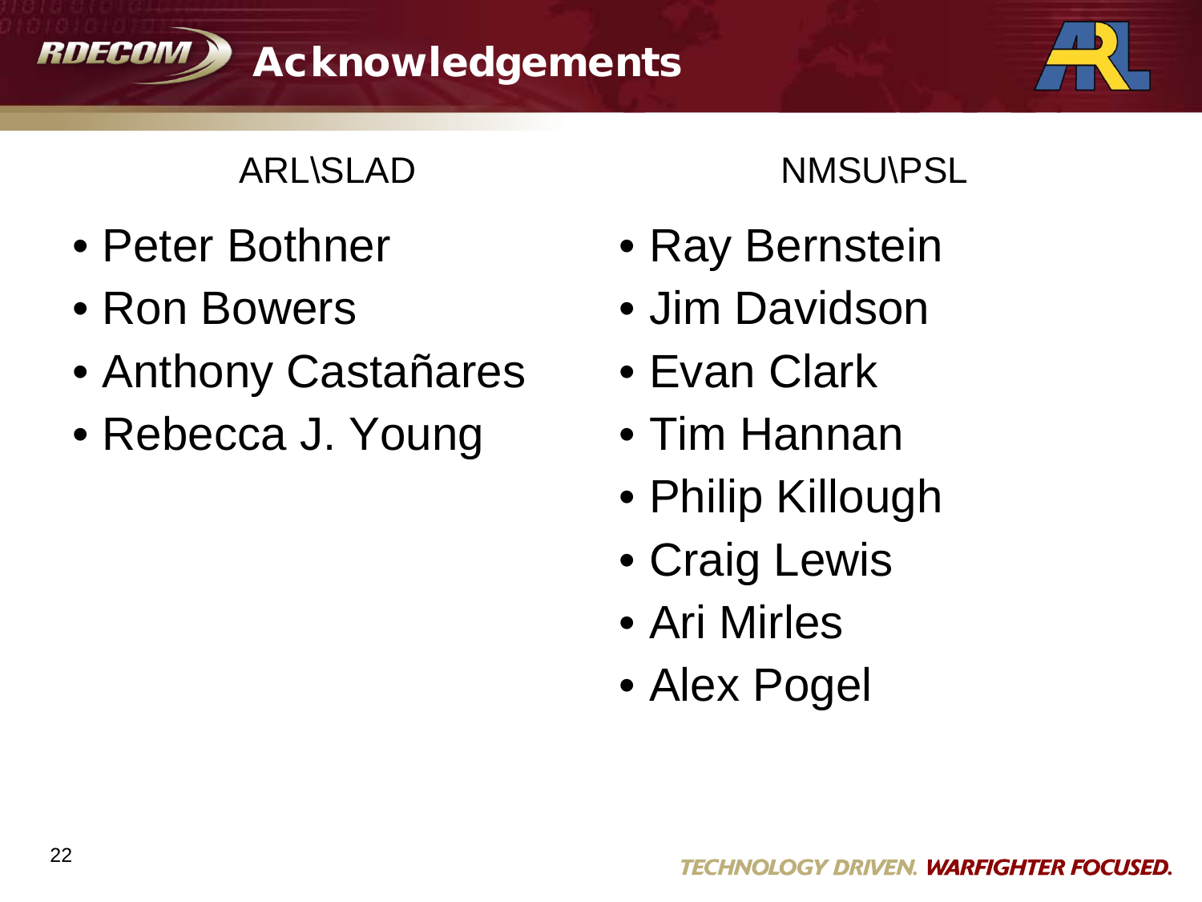# Acknowledgements

ARL\SLAD

- Peter Bothner
- Ron Bowers
- Anthony Castañares
- Rebecca J. Young

NMSU\PSL

- Ray Bernstein
- Jim Davidson
- Evan Clark
- Tim Hannan
- Philip Killough
- Craig Lewis
- Ari Mirles
- Alex Pogel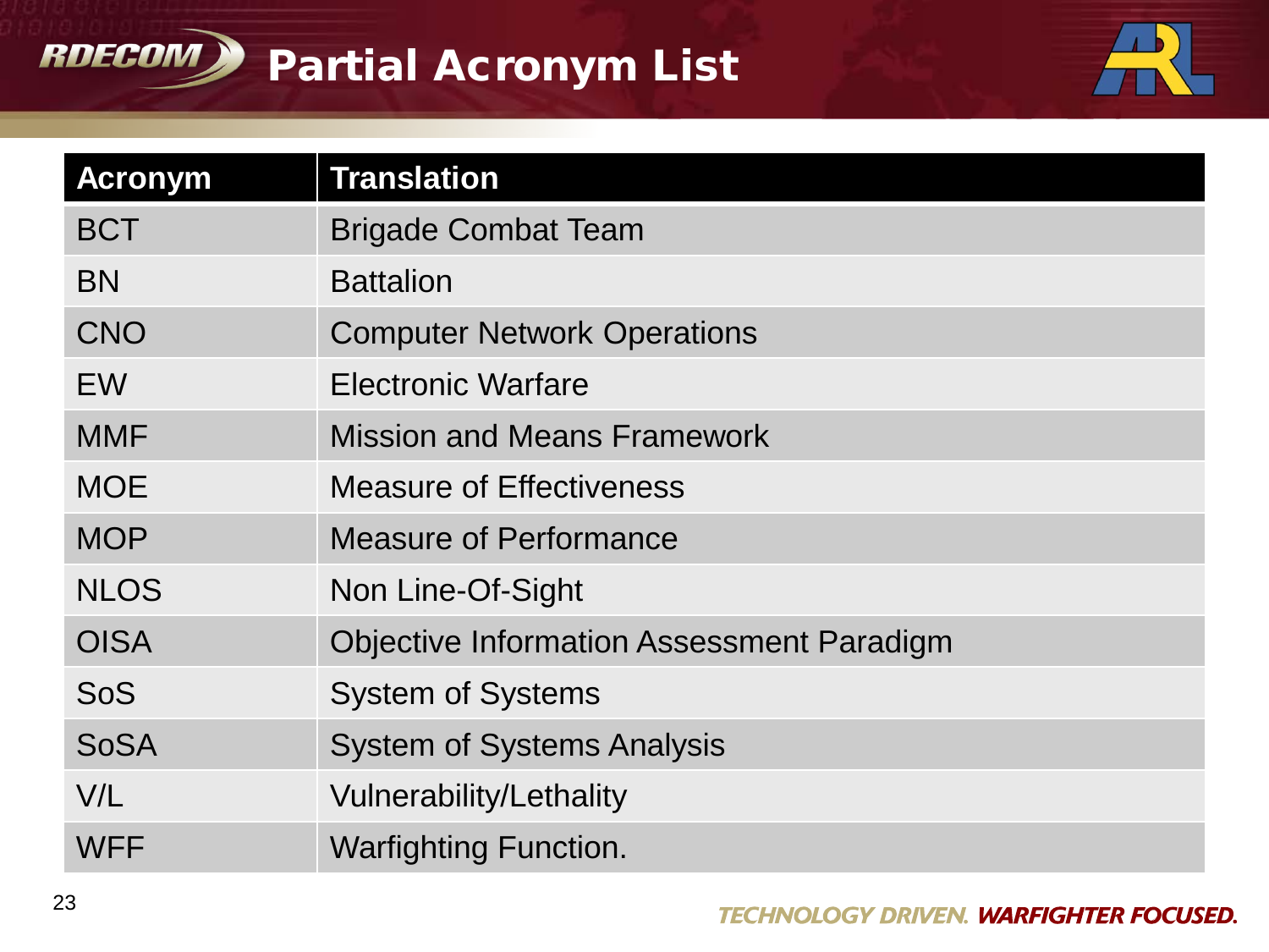# Partial Acronym List

| Acronym | Translation |
|---|---|
| BCT | Brigade Combat Team |
| BN | Battalion |
| CNO | Computer Network Operations |
| EW | Electronic Warfare |
| MMF | Mission and Means Framework |
| MOE | Measure of Effectiveness |
| MOP | Measure of Performance |
| NLOS | Non Line-Of-Sight |
| OISA | Objective Information Assessment Paradigm |
| SoS | System of Systems |
| SoSA | System of Systems Analysis |
| V/L | Vulnerability/Lethality |
| WFF | Warfighting Function. |